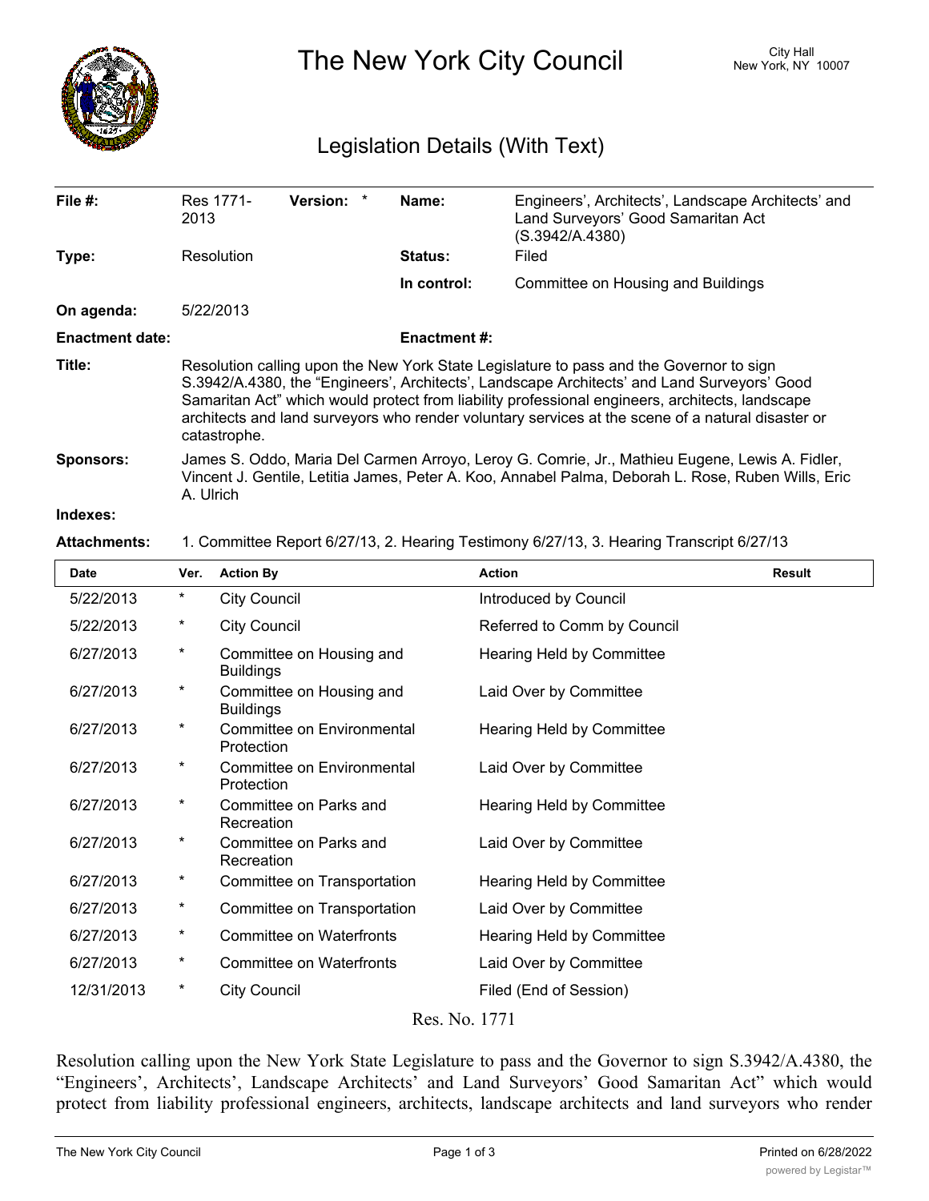# The New York City Council

City Hall
New York, NY 10007

## Legislation Details (With Text)

| | | | |
|---|---|---|---|
| **File #:** | Res 1771-2013 **Version:** * | **Name:** | Engineers', Architects', Landscape Architects' and Land Surveyors' Good Samaritan Act (S.3942/A.4380) |
| **Type:** | Resolution | **Status:** | Filed |
| | | **In control:** | Committee on Housing and Buildings |
| **On agenda:** | 5/22/2013 | | |
| **Enactment date:** | | **Enactment #:** | |

**Title:** Resolution calling upon the New York State Legislature to pass and the Governor to sign S.3942/A.4380, the "Engineers', Architects', Landscape Architects' and Land Surveyors' Good Samaritan Act" which would protect from liability professional engineers, architects, landscape architects and land surveyors who render voluntary services at the scene of a natural disaster or catastrophe.

**Sponsors:** James S. Oddo, Maria Del Carmen Arroyo, Leroy G. Comrie, Jr., Mathieu Eugene, Lewis A. Fidler, Vincent J. Gentile, Letitia James, Peter A. Koo, Annabel Palma, Deborah L. Rose, Ruben Wills, Eric A. Ulrich

**Indexes:**

**Attachments:** 1. Committee Report 6/27/13, 2. Hearing Testimony 6/27/13, 3. Hearing Transcript 6/27/13

| Date | Ver. | Action By | Action | Result |
|---|---|---|---|---|
| 5/22/2013 | * | City Council | Introduced by Council | |
| 5/22/2013 | * | City Council | Referred to Comm by Council | |
| 6/27/2013 | * | Committee on Housing and Buildings | Hearing Held by Committee | |
| 6/27/2013 | * | Committee on Housing and Buildings | Laid Over by Committee | |
| 6/27/2013 | * | Committee on Environmental Protection | Hearing Held by Committee | |
| 6/27/2013 | * | Committee on Environmental Protection | Laid Over by Committee | |
| 6/27/2013 | * | Committee on Parks and Recreation | Hearing Held by Committee | |
| 6/27/2013 | * | Committee on Parks and Recreation | Laid Over by Committee | |
| 6/27/2013 | * | Committee on Transportation | Hearing Held by Committee | |
| 6/27/2013 | * | Committee on Transportation | Laid Over by Committee | |
| 6/27/2013 | * | Committee on Waterfronts | Hearing Held by Committee | |
| 6/27/2013 | * | Committee on Waterfronts | Laid Over by Committee | |
| 12/31/2013 | * | City Council | Filed (End of Session) | |

Res. No. 1771

Resolution calling upon the New York State Legislature to pass and the Governor to sign S.3942/A.4380, the "Engineers', Architects', Landscape Architects' and Land Surveyors' Good Samaritan Act" which would protect from liability professional engineers, architects, landscape architects and land surveyors who render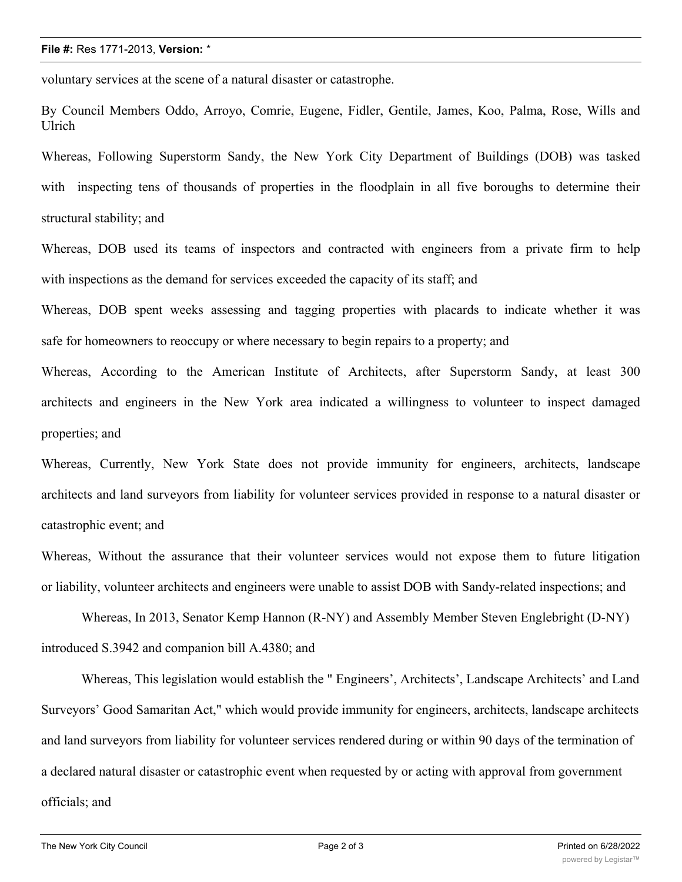voluntary services at the scene of a natural disaster or catastrophe.

By Council Members Oddo, Arroyo, Comrie, Eugene, Fidler, Gentile, James, Koo, Palma, Rose, Wills and Ulrich

Whereas, Following Superstorm Sandy, the New York City Department of Buildings (DOB) was tasked with inspecting tens of thousands of properties in the floodplain in all five boroughs to determine their structural stability; and

Whereas, DOB used its teams of inspectors and contracted with engineers from a private firm to help with inspections as the demand for services exceeded the capacity of its staff; and

Whereas, DOB spent weeks assessing and tagging properties with placards to indicate whether it was safe for homeowners to reoccupy or where necessary to begin repairs to a property; and

Whereas, According to the American Institute of Architects, after Superstorm Sandy, at least 300 architects and engineers in the New York area indicated a willingness to volunteer to inspect damaged properties; and

Whereas, Currently, New York State does not provide immunity for engineers, architects, landscape architects and land surveyors from liability for volunteer services provided in response to a natural disaster or catastrophic event; and

Whereas, Without the assurance that their volunteer services would not expose them to future litigation or liability, volunteer architects and engineers were unable to assist DOB with Sandy-related inspections; and

Whereas, In 2013, Senator Kemp Hannon (R-NY) and Assembly Member Steven Englebright (D-NY) introduced S.3942 and companion bill A.4380; and

Whereas, This legislation would establish the " Engineers', Architects', Landscape Architects' and Land Surveyors' Good Samaritan Act," which would provide immunity for engineers, architects, landscape architects and land surveyors from liability for volunteer services rendered during or within 90 days of the termination of a declared natural disaster or catastrophic event when requested by or acting with approval from government officials; and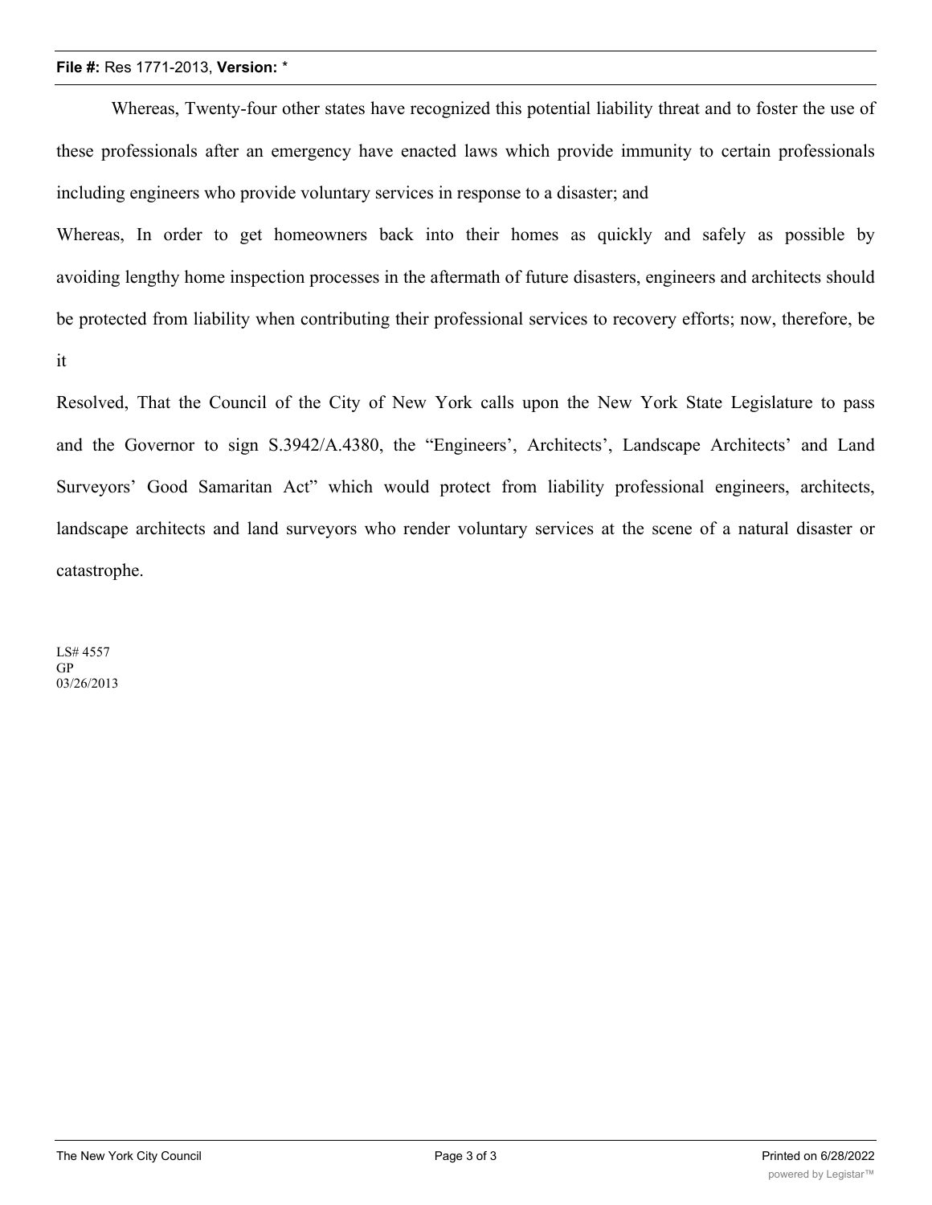Whereas, Twenty-four other states have recognized this potential liability threat and to foster the use of these professionals after an emergency have enacted laws which provide immunity to certain professionals including engineers who provide voluntary services in response to a disaster; and

Whereas, In order to get homeowners back into their homes as quickly and safely as possible by avoiding lengthy home inspection processes in the aftermath of future disasters, engineers and architects should be protected from liability when contributing their professional services to recovery efforts; now, therefore, be it

Resolved, That the Council of the City of New York calls upon the New York State Legislature to pass and the Governor to sign S.3942/A.4380, the "Engineers', Architects', Landscape Architects' and Land Surveyors' Good Samaritan Act" which would protect from liability professional engineers, architects, landscape architects and land surveyors who render voluntary services at the scene of a natural disaster or catastrophe.

LS# 4557
GP
03/26/2013